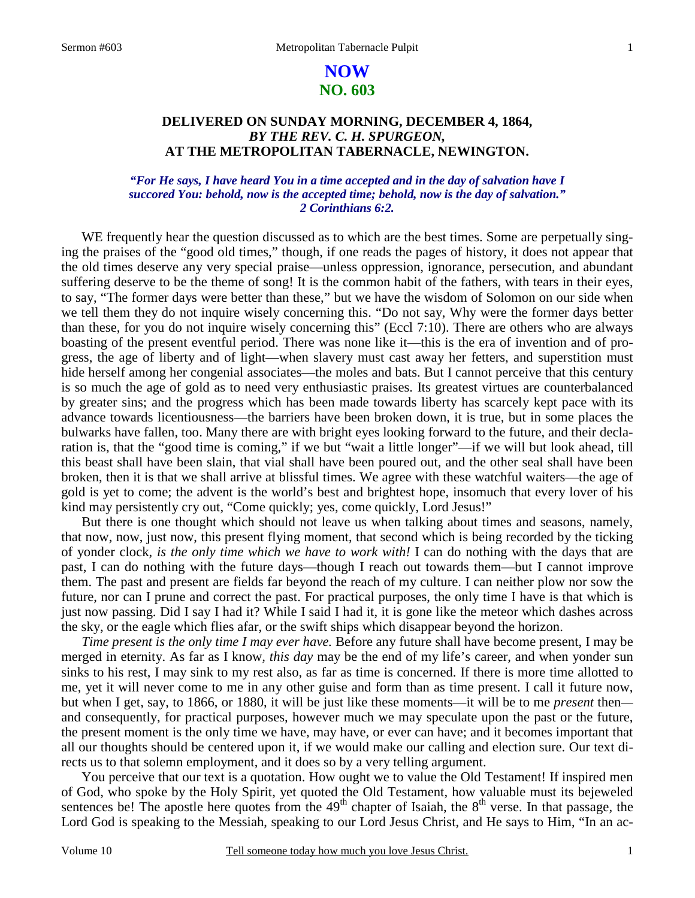# NOW
## NO. 603

### DELIVERED ON SUNDAY MORNING, DECEMBER 4, 1864,
### *BY THE REV. C. H. SPURGEON,*
### AT THE METROPOLITAN TABERNACLE, NEWINGTON.

*"For He says, I have heard You in a time accepted and in the day of salvation have I succored You: behold, now is the accepted time; behold, now is the day of salvation." 2 Corinthians 6:2.*

WE frequently hear the question discussed as to which are the best times. Some are perpetually singing the praises of the "good old times," though, if one reads the pages of history, it does not appear that the old times deserve any very special praise—unless oppression, ignorance, persecution, and abundant suffering deserve to be the theme of song! It is the common habit of the fathers, with tears in their eyes, to say, "The former days were better than these," but we have the wisdom of Solomon on our side when we tell them they do not inquire wisely concerning this. "Do not say, Why were the former days better than these, for you do not inquire wisely concerning this" (Eccl 7:10). There are others who are always boasting of the present eventful period. There was none like it—this is the era of invention and of progress, the age of liberty and of light—when slavery must cast away her fetters, and superstition must hide herself among her congenial associates—the moles and bats. But I cannot perceive that this century is so much the age of gold as to need very enthusiastic praises. Its greatest virtues are counterbalanced by greater sins; and the progress which has been made towards liberty has scarcely kept pace with its advance towards licentiousness—the barriers have been broken down, it is true, but in some places the bulwarks have fallen, too. Many there are with bright eyes looking forward to the future, and their declaration is, that the "good time is coming," if we but "wait a little longer"—if we will but look ahead, till this beast shall have been slain, that vial shall have been poured out, and the other seal shall have been broken, then it is that we shall arrive at blissful times. We agree with these watchful waiters—the age of gold is yet to come; the advent is the world's best and brightest hope, insomuch that every lover of his kind may persistently cry out, "Come quickly; yes, come quickly, Lord Jesus!"

But there is one thought which should not leave us when talking about times and seasons, namely, that now, now, just now, this present flying moment, that second which is being recorded by the ticking of yonder clock, *is the only time which we have to work with!* I can do nothing with the days that are past, I can do nothing with the future days—though I reach out towards them—but I cannot improve them. The past and present are fields far beyond the reach of my culture. I can neither plow nor sow the future, nor can I prune and correct the past. For practical purposes, the only time I have is that which is just now passing. Did I say I had it? While I said I had it, it is gone like the meteor which dashes across the sky, or the eagle which flies afar, or the swift ships which disappear beyond the horizon.

*Time present is the only time I may ever have.* Before any future shall have become present, I may be merged in eternity. As far as I know, *this day* may be the end of my life's career, and when yonder sun sinks to his rest, I may sink to my rest also, as far as time is concerned. If there is more time allotted to me, yet it will never come to me in any other guise and form than as time present. I call it future now, but when I get, say, to 1866, or 1880, it will be just like these moments—it will be to me *present* then—and consequently, for practical purposes, however much we may speculate upon the past or the future, the present moment is the only time we have, may have, or ever can have; and it becomes important that all our thoughts should be centered upon it, if we would make our calling and election sure. Our text directs us to that solemn employment, and it does so by a very telling argument.

You perceive that our text is a quotation. How ought we to value the Old Testament! If inspired men of God, who spoke by the Holy Spirit, yet quoted the Old Testament, how valuable must its bejeweled sentences be! The apostle here quotes from the 49th chapter of Isaiah, the 8th verse. In that passage, the Lord God is speaking to the Messiah, speaking to our Lord Jesus Christ, and He says to Him, "In an ac-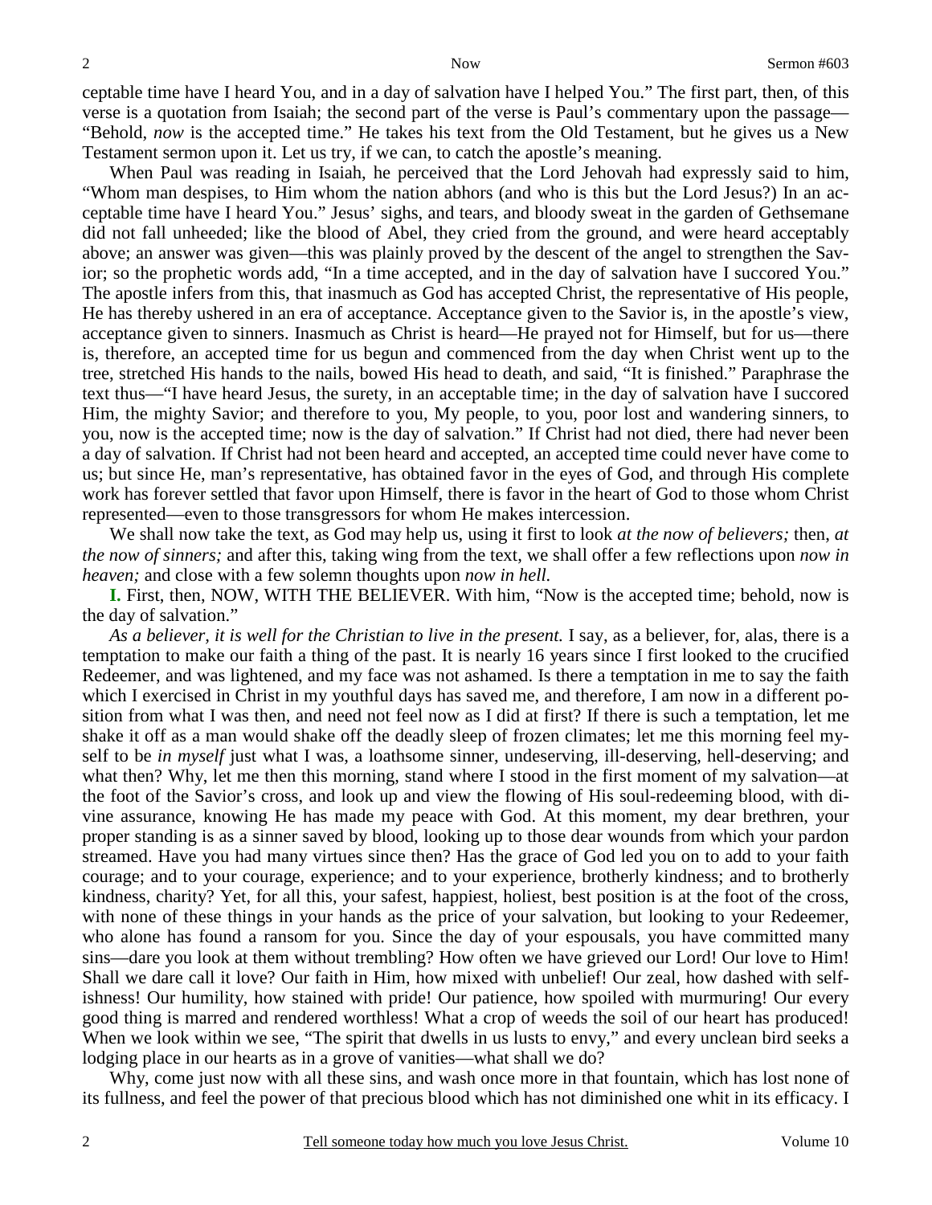ceptable time have I heard You, and in a day of salvation have I helped You." The first part, then, of this verse is a quotation from Isaiah; the second part of the verse is Paul's commentary upon the passage—"Behold, *now* is the accepted time." He takes his text from the Old Testament, but he gives us a New Testament sermon upon it. Let us try, if we can, to catch the apostle's meaning.

When Paul was reading in Isaiah, he perceived that the Lord Jehovah had expressly said to him, "Whom man despises, to Him whom the nation abhors (and who is this but the Lord Jesus?) In an acceptable time have I heard You." Jesus' sighs, and tears, and bloody sweat in the garden of Gethsemane did not fall unheeded; like the blood of Abel, they cried from the ground, and were heard acceptably above; an answer was given—this was plainly proved by the descent of the angel to strengthen the Savior; so the prophetic words add, "In a time accepted, and in the day of salvation have I succored You." The apostle infers from this, that inasmuch as God has accepted Christ, the representative of His people, He has thereby ushered in an era of acceptance. Acceptance given to the Savior is, in the apostle's view, acceptance given to sinners. Inasmuch as Christ is heard—He prayed not for Himself, but for us—there is, therefore, an accepted time for us begun and commenced from the day when Christ went up to the tree, stretched His hands to the nails, bowed His head to death, and said, "It is finished." Paraphrase the text thus—"I have heard Jesus, the surety, in an acceptable time; in the day of salvation have I succored Him, the mighty Savior; and therefore to you, My people, to you, poor lost and wandering sinners, to you, now is the accepted time; now is the day of salvation." If Christ had not died, there had never been a day of salvation. If Christ had not been heard and accepted, an accepted time could never have come to us; but since He, man's representative, has obtained favor in the eyes of God, and through His complete work has forever settled that favor upon Himself, there is favor in the heart of God to those whom Christ represented—even to those transgressors for whom He makes intercession.

We shall now take the text, as God may help us, using it first to look *at the now of believers;* then, *at the now of sinners;* and after this, taking wing from the text, we shall offer a few reflections upon *now in heaven;* and close with a few solemn thoughts upon *now in hell.*

**I.** First, then, NOW, WITH THE BELIEVER. With him, "Now is the accepted time; behold, now is the day of salvation."

*As a believer, it is well for the Christian to live in the present.* I say, as a believer, for, alas, there is a temptation to make our faith a thing of the past. It is nearly 16 years since I first looked to the crucified Redeemer, and was lightened, and my face was not ashamed. Is there a temptation in me to say the faith which I exercised in Christ in my youthful days has saved me, and therefore, I am now in a different position from what I was then, and need not feel now as I did at first? If there is such a temptation, let me shake it off as a man would shake off the deadly sleep of frozen climates; let me this morning feel myself to be *in myself* just what I was, a loathsome sinner, undeserving, ill-deserving, hell-deserving; and what then? Why, let me then this morning, stand where I stood in the first moment of my salvation—at the foot of the Savior's cross, and look up and view the flowing of His soul-redeeming blood, with divine assurance, knowing He has made my peace with God. At this moment, my dear brethren, your proper standing is as a sinner saved by blood, looking up to those dear wounds from which your pardon streamed. Have you had many virtues since then? Has the grace of God led you on to add to your faith courage; and to your courage, experience; and to your experience, brotherly kindness; and to brotherly kindness, charity? Yet, for all this, your safest, happiest, holiest, best position is at the foot of the cross, with none of these things in your hands as the price of your salvation, but looking to your Redeemer, who alone has found a ransom for you. Since the day of your espousals, you have committed many sins—dare you look at them without trembling? How often we have grieved our Lord! Our love to Him! Shall we dare call it love? Our faith in Him, how mixed with unbelief! Our zeal, how dashed with selfishness! Our humility, how stained with pride! Our patience, how spoiled with murmuring! Our every good thing is marred and rendered worthless! What a crop of weeds the soil of our heart has produced! When we look within we see, "The spirit that dwells in us lusts to envy," and every unclean bird seeks a lodging place in our hearts as in a grove of vanities—what shall we do?

Why, come just now with all these sins, and wash once more in that fountain, which has lost none of its fullness, and feel the power of that precious blood which has not diminished one whit in its efficacy. I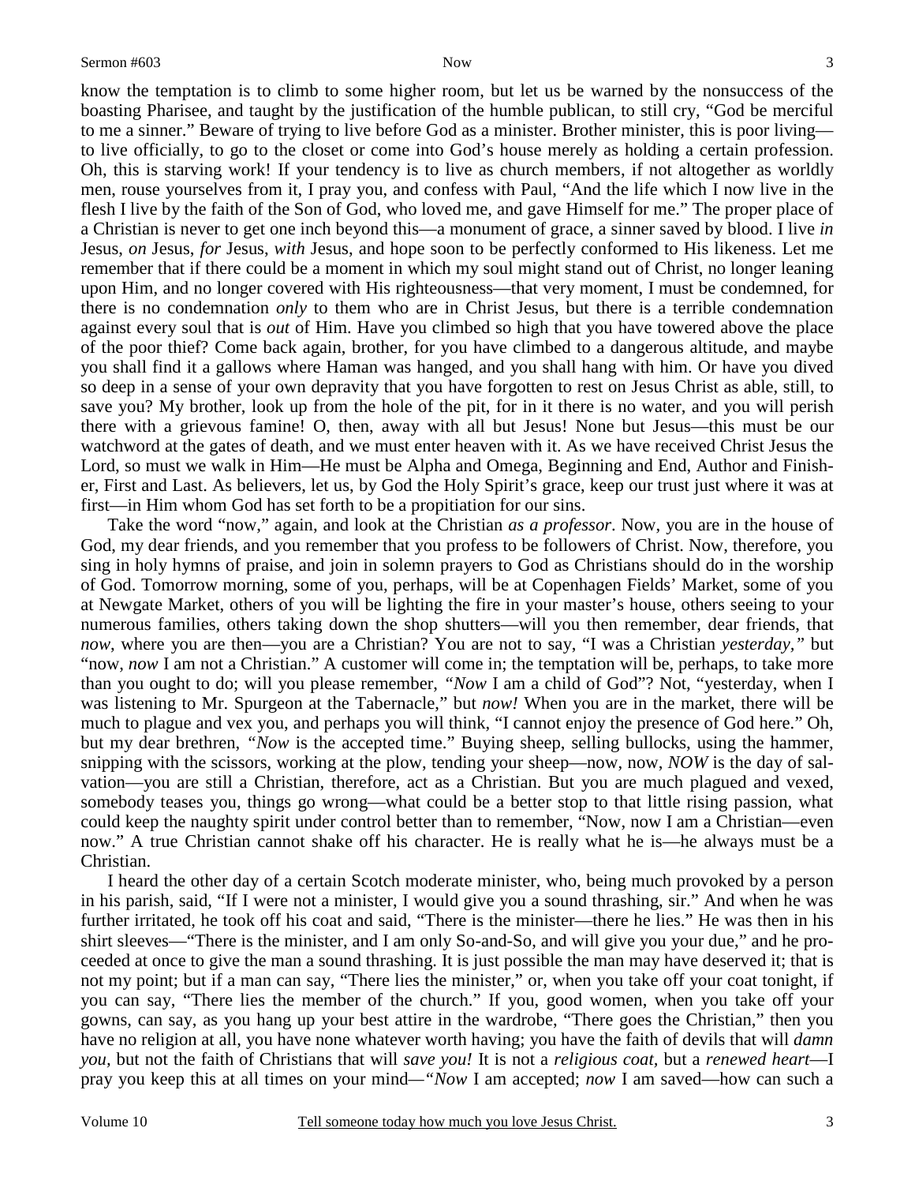know the temptation is to climb to some higher room, but let us be warned by the nonsuccess of the boasting Pharisee, and taught by the justification of the humble publican, to still cry, "God be merciful to me a sinner." Beware of trying to live before God as a minister. Brother minister, this is poor living—to live officially, to go to the closet or come into God's house merely as holding a certain profession. Oh, this is starving work! If your tendency is to live as church members, if not altogether as worldly men, rouse yourselves from it, I pray you, and confess with Paul, "And the life which I now live in the flesh I live by the faith of the Son of God, who loved me, and gave Himself for me." The proper place of a Christian is never to get one inch beyond this—a monument of grace, a sinner saved by blood. I live *in* Jesus, *on* Jesus, *for* Jesus, *with* Jesus, and hope soon to be perfectly conformed to His likeness. Let me remember that if there could be a moment in which my soul might stand out of Christ, no longer leaning upon Him, and no longer covered with His righteousness—that very moment, I must be condemned, for there is no condemnation *only* to them who are in Christ Jesus, but there is a terrible condemnation against every soul that is *out* of Him. Have you climbed so high that you have towered above the place of the poor thief? Come back again, brother, for you have climbed to a dangerous altitude, and maybe you shall find it a gallows where Haman was hanged, and you shall hang with him. Or have you dived so deep in a sense of your own depravity that you have forgotten to rest on Jesus Christ as able, still, to save you? My brother, look up from the hole of the pit, for in it there is no water, and you will perish there with a grievous famine! O, then, away with all but Jesus! None but Jesus—this must be our watchword at the gates of death, and we must enter heaven with it. As we have received Christ Jesus the Lord, so must we walk in Him—He must be Alpha and Omega, Beginning and End, Author and Finisher, First and Last. As believers, let us, by God the Holy Spirit's grace, keep our trust just where it was at first—in Him whom God has set forth to be a propitiation for our sins.

Take the word "now," again, and look at the Christian *as a professor*. Now, you are in the house of God, my dear friends, and you remember that you profess to be followers of Christ. Now, therefore, you sing in holy hymns of praise, and join in solemn prayers to God as Christians should do in the worship of God. Tomorrow morning, some of you, perhaps, will be at Copenhagen Fields' Market, some of you at Newgate Market, others of you will be lighting the fire in your master's house, others seeing to your numerous families, others taking down the shop shutters—will you then remember, dear friends, that *now*, where you are then—you are a Christian? You are not to say, "I was a Christian *yesterday,"* but "now, *now* I am not a Christian." A customer will come in; the temptation will be, perhaps, to take more than you ought to do; will you please remember, *"Now* I am a child of God"? Not, "yesterday, when I was listening to Mr. Spurgeon at the Tabernacle," but *now!* When you are in the market, there will be much to plague and vex you, and perhaps you will think, "I cannot enjoy the presence of God here." Oh, but my dear brethren, *"Now* is the accepted time." Buying sheep, selling bullocks, using the hammer, snipping with the scissors, working at the plow, tending your sheep—now, now, *NOW* is the day of salvation—you are still a Christian, therefore, act as a Christian. But you are much plagued and vexed, somebody teases you, things go wrong—what could be a better stop to that little rising passion, what could keep the naughty spirit under control better than to remember, "Now, now I am a Christian—even now." A true Christian cannot shake off his character. He is really what he is—he always must be a Christian.

I heard the other day of a certain Scotch moderate minister, who, being much provoked by a person in his parish, said, "If I were not a minister, I would give you a sound thrashing, sir." And when he was further irritated, he took off his coat and said, "There is the minister—there he lies." He was then in his shirt sleeves—"There is the minister, and I am only So-and-So, and will give you your due," and he proceeded at once to give the man a sound thrashing. It is just possible the man may have deserved it; that is not my point; but if a man can say, "There lies the minister," or, when you take off your coat tonight, if you can say, "There lies the member of the church." If you, good women, when you take off your gowns, can say, as you hang up your best attire in the wardrobe, "There goes the Christian," then you have no religion at all, you have none whatever worth having; you have the faith of devils that will *damn you,* but not the faith of Christians that will *save you!* It is not a *religious coat,* but a *renewed heart*—I pray you keep this at all times on your mind—*"Now* I am accepted; *now* I am saved—how can such a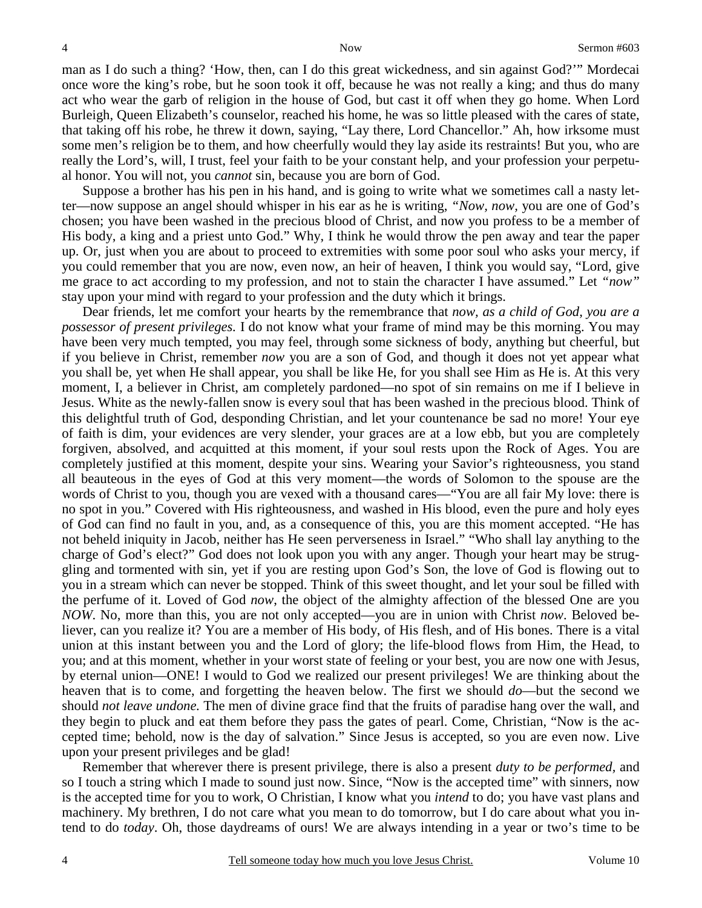man as I do such a thing? 'How, then, can I do this great wickedness, and sin against God?'" Mordecai once wore the king's robe, but he soon took it off, because he was not really a king; and thus do many act who wear the garb of religion in the house of God, but cast it off when they go home. When Lord Burleigh, Queen Elizabeth's counselor, reached his home, he was so little pleased with the cares of state, that taking off his robe, he threw it down, saying, "Lay there, Lord Chancellor." Ah, how irksome must some men's religion be to them, and how cheerfully would they lay aside its restraints! But you, who are really the Lord's, will, I trust, feel your faith to be your constant help, and your profession your perpetual honor. You will not, you *cannot* sin, because you are born of God.

Suppose a brother has his pen in his hand, and is going to write what we sometimes call a nasty letter—now suppose an angel should whisper in his ear as he is writing, *"Now, now,* you are one of God's chosen; you have been washed in the precious blood of Christ, and now you profess to be a member of His body, a king and a priest unto God." Why, I think he would throw the pen away and tear the paper up. Or, just when you are about to proceed to extremities with some poor soul who asks your mercy, if you could remember that you are now, even now, an heir of heaven, I think you would say, "Lord, give me grace to act according to my profession, and not to stain the character I have assumed." Let *"now"* stay upon your mind with regard to your profession and the duty which it brings.

Dear friends, let me comfort your hearts by the remembrance that *now, as a child of God, you are a possessor of present privileges.* I do not know what your frame of mind may be this morning. You may have been very much tempted, you may feel, through some sickness of body, anything but cheerful, but if you believe in Christ, remember *now* you are a son of God, and though it does not yet appear what you shall be, yet when He shall appear, you shall be like He, for you shall see Him as He is. At this very moment, I, a believer in Christ, am completely pardoned—no spot of sin remains on me if I believe in Jesus. White as the newly-fallen snow is every soul that has been washed in the precious blood. Think of this delightful truth of God, desponding Christian, and let your countenance be sad no more! Your eye of faith is dim, your evidences are very slender, your graces are at a low ebb, but you are completely forgiven, absolved, and acquitted at this moment, if your soul rests upon the Rock of Ages. You are completely justified at this moment, despite your sins. Wearing your Savior's righteousness, you stand all beauteous in the eyes of God at this very moment—the words of Solomon to the spouse are the words of Christ to you, though you are vexed with a thousand cares—"You are all fair My love: there is no spot in you." Covered with His righteousness, and washed in His blood, even the pure and holy eyes of God can find no fault in you, and, as a consequence of this, you are this moment accepted. "He has not beheld iniquity in Jacob, neither has He seen perverseness in Israel." "Who shall lay anything to the charge of God's elect?" God does not look upon you with any anger. Though your heart may be struggling and tormented with sin, yet if you are resting upon God's Son, the love of God is flowing out to you in a stream which can never be stopped. Think of this sweet thought, and let your soul be filled with the perfume of it. Loved of God *now*, the object of the almighty affection of the blessed One are you *NOW*. No, more than this, you are not only accepted—you are in union with Christ *now*. Beloved believer, can you realize it? You are a member of His body, of His flesh, and of His bones. There is a vital union at this instant between you and the Lord of glory; the life-blood flows from Him, the Head, to you; and at this moment, whether in your worst state of feeling or your best, you are now one with Jesus, by eternal union—ONE! I would to God we realized our present privileges! We are thinking about the heaven that is to come, and forgetting the heaven below. The first we should *do*—but the second we should *not leave undone.* The men of divine grace find that the fruits of paradise hang over the wall, and they begin to pluck and eat them before they pass the gates of pearl. Come, Christian, "Now is the accepted time; behold, now is the day of salvation." Since Jesus is accepted, so you are even now. Live upon your present privileges and be glad!

Remember that wherever there is present privilege, there is also a present *duty to be performed,* and so I touch a string which I made to sound just now. Since, "Now is the accepted time" with sinners, now is the accepted time for you to work, O Christian, I know what you *intend* to do; you have vast plans and machinery. My brethren, I do not care what you mean to do tomorrow, but I do care about what you intend to do *today*. Oh, those daydreams of ours! We are always intending in a year or two's time to be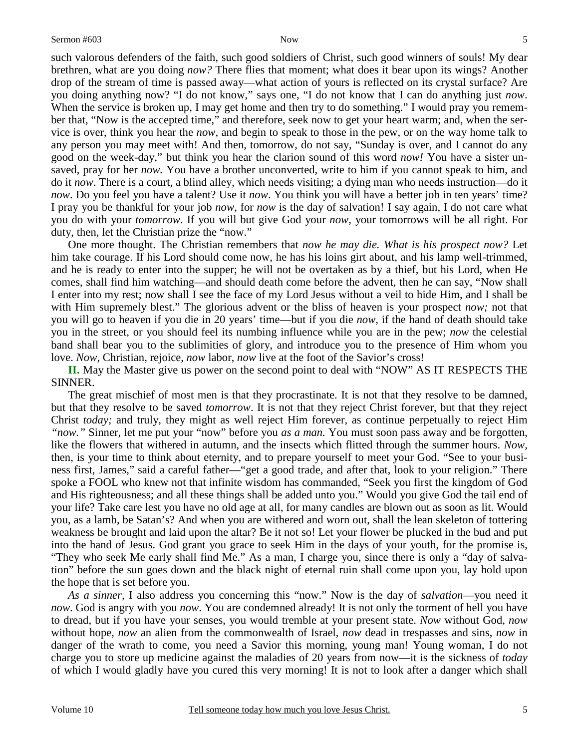such valorous defenders of the faith, such good soldiers of Christ, such good winners of souls! My dear brethren, what are you doing *now?* There flies that moment; what does it bear upon its wings? Another drop of the stream of time is passed away—what action of yours is reflected on its crystal surface? Are you doing anything now? "I do not know," says one, "I do not know that I can do anything just *now*. When the service is broken up, I may get home and then try to do something." I would pray you remember that, "Now is the accepted time," and therefore, seek now to get your heart warm; and, when the service is over, think you hear the *now,* and begin to speak to those in the pew, or on the way home talk to any person you may meet with! And then, tomorrow, do not say, "Sunday is over, and I cannot do any good on the week-day," but think you hear the clarion sound of this word *now!* You have a sister unsaved, pray for her *now.* You have a brother unconverted, write to him if you cannot speak to him, and do it *now*. There is a court, a blind alley, which needs visiting; a dying man who needs instruction—do it *now*. Do you feel you have a talent? Use it *now*. You think you will have a better job in ten years' time? I pray you be thankful for your job *now*, for *now* is the day of salvation! I say again, I do not care what you do with your *tomorrow*. If you will but give God your *now,* your tomorrows will be all right. For duty, then, let the Christian prize the "now."

One more thought. The Christian remembers that *now he may die. What is his prospect now?* Let him take courage. If his Lord should come now, he has his loins girt about, and his lamp well-trimmed, and he is ready to enter into the supper; he will not be overtaken as by a thief, but his Lord, when He comes, shall find him watching—and should death come before the advent, then he can say, "Now shall I enter into my rest; now shall I see the face of my Lord Jesus without a veil to hide Him, and I shall be with Him supremely blest." The glorious advent or the bliss of heaven is your prospect *now;* not that you will go to heaven if you die in 20 years' time—but if you die *now*, if the hand of death should take you in the street, or you should feel its numbing influence while you are in the pew; *now* the celestial band shall bear you to the sublimities of glory, and introduce you to the presence of Him whom you love. *Now*, Christian, rejoice, *now* labor, *now* live at the foot of the Savior's cross!

**II.** May the Master give us power on the second point to deal with "NOW" AS IT RESPECTS THE SINNER.

The great mischief of most men is that they procrastinate. It is not that they resolve to be damned, but that they resolve to be saved *tomorrow*. It is not that they reject Christ forever, but that they reject Christ *today;* and truly, they might as well reject Him forever, as continue perpetually to reject Him *"now."* Sinner, let me put your "now" before you *as a man.* You must soon pass away and be forgotten, like the flowers that withered in autumn, and the insects which flitted through the summer hours. *Now*, then, is your time to think about eternity, and to prepare yourself to meet your God. "See to your business first, James," said a careful father—"get a good trade, and after that, look to your religion." There spoke a FOOL who knew not that infinite wisdom has commanded, "Seek you first the kingdom of God and His righteousness; and all these things shall be added unto you." Would you give God the tail end of your life? Take care lest you have no old age at all, for many candles are blown out as soon as lit. Would you, as a lamb, be Satan's? And when you are withered and worn out, shall the lean skeleton of tottering weakness be brought and laid upon the altar? Be it not so! Let your flower be plucked in the bud and put into the hand of Jesus. God grant you grace to seek Him in the days of your youth, for the promise is, "They who seek Me early shall find Me." As a man, I charge you, since there is only a "day of salvation" before the sun goes down and the black night of eternal ruin shall come upon you, lay hold upon the hope that is set before you.

*As a sinner,* I also address you concerning this "now." Now is the day of *salvation*—you need it *now*. God is angry with you *now*. You are condemned already! It is not only the torment of hell you have to dread, but if you have your senses, you would tremble at your present state. *Now* without God, *now* without hope, *now* an alien from the commonwealth of Israel, *now* dead in trespasses and sins, *now* in danger of the wrath to come, you need a Savior this morning, young man! Young woman, I do not charge you to store up medicine against the maladies of 20 years from now—it is the sickness of *today* of which I would gladly have you cured this very morning! It is not to look after a danger which shall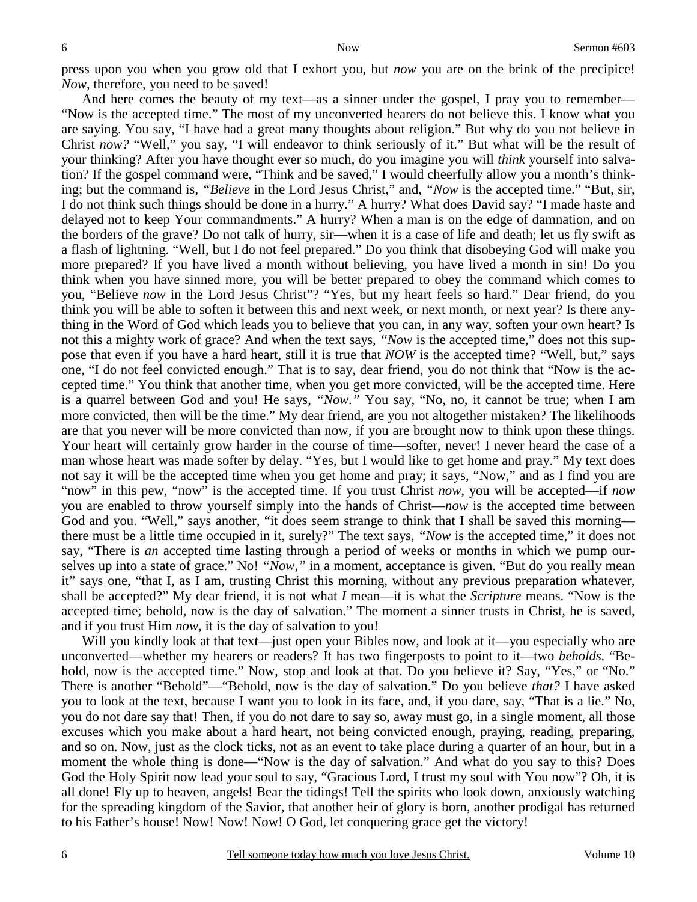press upon you when you grow old that I exhort you, but *now* you are on the brink of the precipice! *Now*, therefore, you need to be saved!

And here comes the beauty of my text—as a sinner under the gospel, I pray you to remember—"Now is the accepted time." The most of my unconverted hearers do not believe this. I know what you are saying. You say, "I have had a great many thoughts about religion." But why do you not believe in Christ *now?* "Well," you say, "I will endeavor to think seriously of it." But what will be the result of your thinking? After you have thought ever so much, do you imagine you will *think* yourself into salvation? If the gospel command were, "Think and be saved," I would cheerfully allow you a month's thinking; but the command is, *"Believe* in the Lord Jesus Christ," and, *"Now* is the accepted time." "But, sir, I do not think such things should be done in a hurry." A hurry? What does David say? "I made haste and delayed not to keep Your commandments." A hurry? When a man is on the edge of damnation, and on the borders of the grave? Do not talk of hurry, sir—when it is a case of life and death; let us fly swift as a flash of lightning. "Well, but I do not feel prepared." Do you think that disobeying God will make you more prepared? If you have lived a month without believing, you have lived a month in sin! Do you think when you have sinned more, you will be better prepared to obey the command which comes to you, "Believe *now* in the Lord Jesus Christ"? "Yes, but my heart feels so hard." Dear friend, do you think you will be able to soften it between this and next week, or next month, or next year? Is there anything in the Word of God which leads you to believe that you can, in any way, soften your own heart? Is not this a mighty work of grace? And when the text says, *"Now* is the accepted time," does not this suppose that even if you have a hard heart, still it is true that *NOW* is the accepted time? "Well, but," says one, "I do not feel convicted enough." That is to say, dear friend, you do not think that "Now is the accepted time." You think that another time, when you get more convicted, will be the accepted time. Here is a quarrel between God and you! He says, *"Now."* You say, "No, no, it cannot be true; when I am more convicted, then will be the time." My dear friend, are you not altogether mistaken? The likelihoods are that you never will be more convicted than now, if you are brought now to think upon these things. Your heart will certainly grow harder in the course of time—softer, never! I never heard the case of a man whose heart was made softer by delay. "Yes, but I would like to get home and pray." My text does not say it will be the accepted time when you get home and pray; it says, "Now," and as I find you are "now" in this pew, "now" is the accepted time. If you trust Christ *now*, you will be accepted—if *now* you are enabled to throw yourself simply into the hands of Christ—*now* is the accepted time between God and you. "Well," says another, "it does seem strange to think that I shall be saved this morning—there must be a little time occupied in it, surely?" The text says, *"Now* is the accepted time," it does not say, "There is *an* accepted time lasting through a period of weeks or months in which we pump ourselves up into a state of grace." No! *"Now,"* in a moment, acceptance is given. "But do you really mean it" says one, "that I, as I am, trusting Christ this morning, without any previous preparation whatever, shall be accepted?" My dear friend, it is not what *I* mean—it is what the *Scripture* means. "Now is the accepted time; behold, now is the day of salvation." The moment a sinner trusts in Christ, he is saved, and if you trust Him *now*, it is the day of salvation to you!

Will you kindly look at that text—just open your Bibles now, and look at it—you especially who are unconverted—whether my hearers or readers? It has two fingerposts to point to it—two *beholds*. "Behold, now is the accepted time." Now, stop and look at that. Do you believe it? Say, "Yes," or "No." There is another "Behold"—"Behold, now is the day of salvation." Do you believe *that?* I have asked you to look at the text, because I want you to look in its face, and, if you dare, say, "That is a lie." No, you do not dare say that! Then, if you do not dare to say so, away must go, in a single moment, all those excuses which you make about a hard heart, not being convicted enough, praying, reading, preparing, and so on. Now, just as the clock ticks, not as an event to take place during a quarter of an hour, but in a moment the whole thing is done—"Now is the day of salvation." And what do you say to this? Does God the Holy Spirit now lead your soul to say, "Gracious Lord, I trust my soul with You now"? Oh, it is all done! Fly up to heaven, angels! Bear the tidings! Tell the spirits who look down, anxiously watching for the spreading kingdom of the Savior, that another heir of glory is born, another prodigal has returned to his Father's house! Now! Now! Now! O God, let conquering grace get the victory!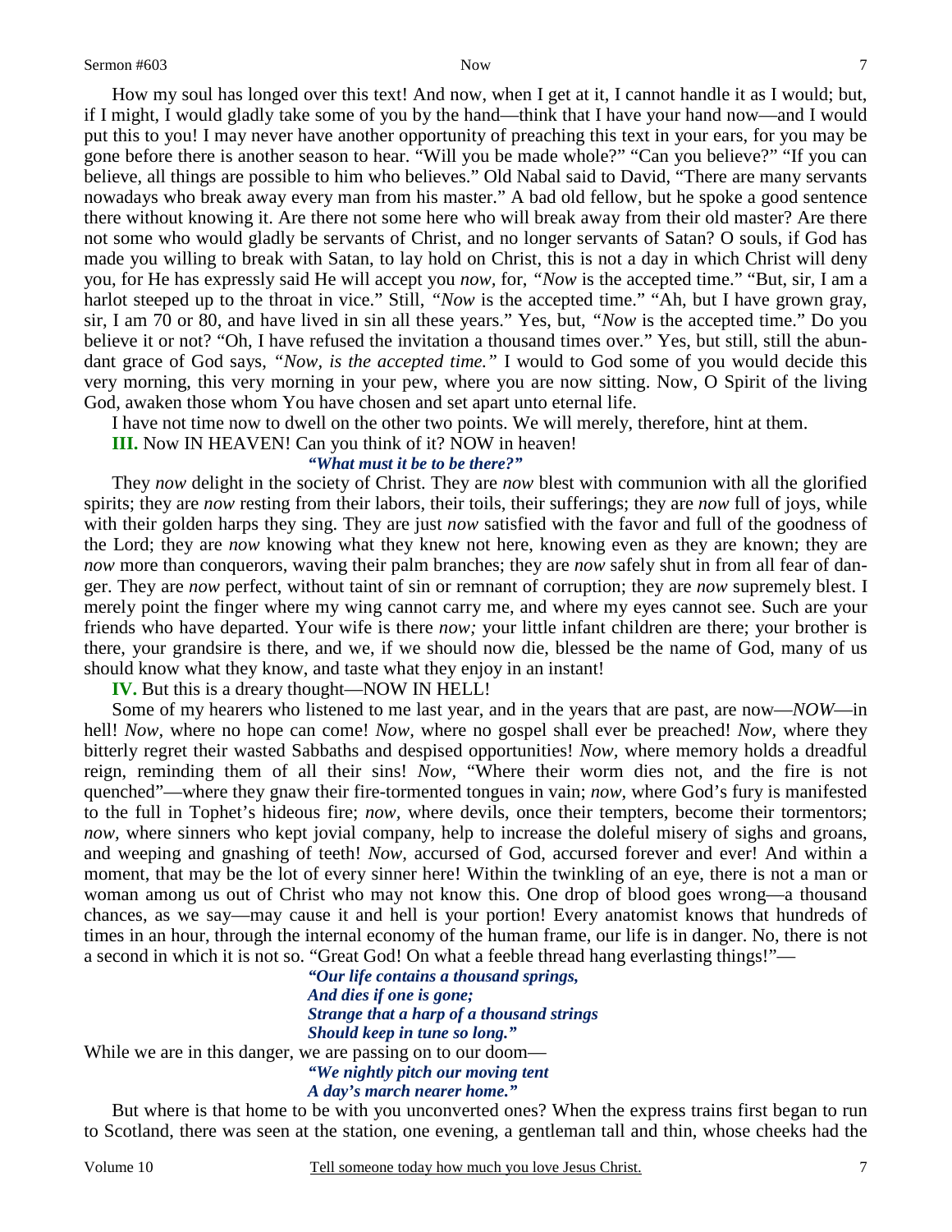How my soul has longed over this text! And now, when I get at it, I cannot handle it as I would; but, if I might, I would gladly take some of you by the hand—think that I have your hand now—and I would put this to you! I may never have another opportunity of preaching this text in your ears, for you may be gone before there is another season to hear. "Will you be made whole?" "Can you believe?" "If you can believe, all things are possible to him who believes." Old Nabal said to David, "There are many servants nowadays who break away every man from his master." A bad old fellow, but he spoke a good sentence there without knowing it. Are there not some here who will break away from their old master? Are there not some who would gladly be servants of Christ, and no longer servants of Satan? O souls, if God has made you willing to break with Satan, to lay hold on Christ, this is not a day in which Christ will deny you, for He has expressly said He will accept you *now,* for, *"Now* is the accepted time." "But, sir, I am a harlot steeped up to the throat in vice." Still, *"Now* is the accepted time." "Ah, but I have grown gray, sir, I am 70 or 80, and have lived in sin all these years." Yes, but, *"Now* is the accepted time." Do you believe it or not? "Oh, I have refused the invitation a thousand times over." Yes, but still, still the abundant grace of God says, *"Now, is the accepted time."* I would to God some of you would decide this very morning, this very morning in your pew, where you are now sitting. Now, O Spirit of the living God, awaken those whom You have chosen and set apart unto eternal life.

I have not time now to dwell on the other two points. We will merely, therefore, hint at them.

**III.** Now IN HEAVEN! Can you think of it? NOW in heaven!

*"What must it be to be there?"*

They *now* delight in the society of Christ. They are *now* blest with communion with all the glorified spirits; they are *now* resting from their labors, their toils, their sufferings; they are *now* full of joys, while with their golden harps they sing. They are just *now* satisfied with the favor and full of the goodness of the Lord; they are *now* knowing what they knew not here, knowing even as they are known; they are *now* more than conquerors, waving their palm branches; they are *now* safely shut in from all fear of danger. They are *now* perfect, without taint of sin or remnant of corruption; they are *now* supremely blest. I merely point the finger where my wing cannot carry me, and where my eyes cannot see. Such are your friends who have departed. Your wife is there *now;* your little infant children are there; your brother is there, your grandsire is there, and we, if we should now die, blessed be the name of God, many of us should know what they know, and taste what they enjoy in an instant!

**IV.** But this is a dreary thought—NOW IN HELL!

Some of my hearers who listened to me last year, and in the years that are past, are now—*NOW*—in hell! *Now,* where no hope can come! *Now,* where no gospel shall ever be preached! *Now,* where they bitterly regret their wasted Sabbaths and despised opportunities! *Now,* where memory holds a dreadful reign, reminding them of all their sins! *Now,* "Where their worm dies not, and the fire is not quenched"—where they gnaw their fire-tormented tongues in vain; *now,* where God's fury is manifested to the full in Tophet's hideous fire; *now,* where devils, once their tempters, become their tormentors; *now,* where sinners who kept jovial company, help to increase the doleful misery of sighs and groans, and weeping and gnashing of teeth! *Now,* accursed of God, accursed forever and ever! And within a moment, that may be the lot of every sinner here! Within the twinkling of an eye, there is not a man or woman among us out of Christ who may not know this. One drop of blood goes wrong—a thousand chances, as we say—may cause it and hell is your portion! Every anatomist knows that hundreds of times in an hour, through the internal economy of the human frame, our life is in danger. No, there is not a second in which it is not so. "Great God! On what a feeble thread hang everlasting things!"—

*"Our life contains a thousand springs,*
*And dies if one is gone;*
*Strange that a harp of a thousand strings*
*Should keep in tune so long."*

While we are in this danger, we are passing on to our doom—

*"We nightly pitch our moving tent*
*A day's march nearer home."*

But where is that home to be with you unconverted ones? When the express trains first began to run to Scotland, there was seen at the station, one evening, a gentleman tall and thin, whose cheeks had the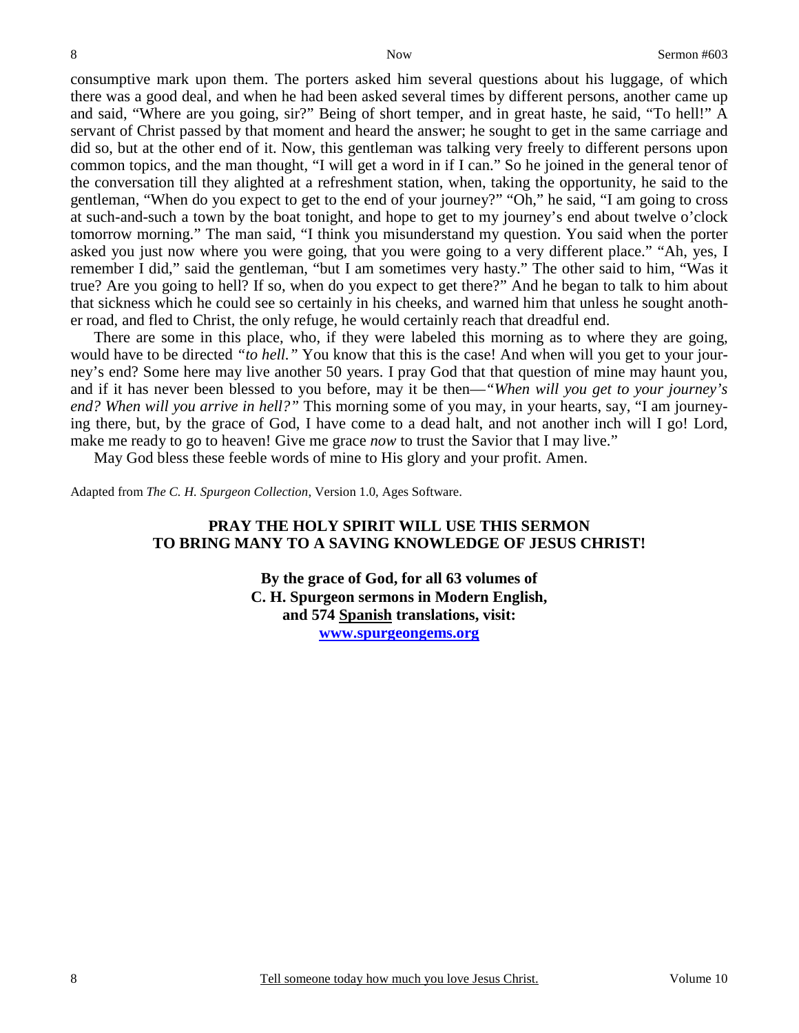consumptive mark upon them. The porters asked him several questions about his luggage, of which there was a good deal, and when he had been asked several times by different persons, another came up and said, "Where are you going, sir?" Being of short temper, and in great haste, he said, "To hell!" A servant of Christ passed by that moment and heard the answer; he sought to get in the same carriage and did so, but at the other end of it. Now, this gentleman was talking very freely to different persons upon common topics, and the man thought, "I will get a word in if I can." So he joined in the general tenor of the conversation till they alighted at a refreshment station, when, taking the opportunity, he said to the gentleman, "When do you expect to get to the end of your journey?" "Oh," he said, "I am going to cross at such-and-such a town by the boat tonight, and hope to get to my journey's end about twelve o'clock tomorrow morning." The man said, "I think you misunderstand my question. You said when the porter asked you just now where you were going, that you were going to a very different place." "Ah, yes, I remember I did," said the gentleman, "but I am sometimes very hasty." The other said to him, "Was it true? Are you going to hell? If so, when do you expect to get there?" And he began to talk to him about that sickness which he could see so certainly in his cheeks, and warned him that unless he sought another road, and fled to Christ, the only refuge, he would certainly reach that dreadful end.

There are some in this place, who, if they were labeled this morning as to where they are going, would have to be directed *"to hell."* You know that this is the case! And when will you get to your journey's end? Some here may live another 50 years. I pray God that that question of mine may haunt you, and if it has never been blessed to you before, may it be then—*"When will you get to your journey's end? When will you arrive in hell?"* This morning some of you may, in your hearts, say, "I am journeying there, but, by the grace of God, I have come to a dead halt, and not another inch will I go! Lord, make me ready to go to heaven! Give me grace *now* to trust the Savior that I may live."

May God bless these feeble words of mine to His glory and your profit. Amen.

Adapted from *The C. H. Spurgeon Collection,* Version 1.0, Ages Software.

**PRAY THE HOLY SPIRIT WILL USE THIS SERMON TO BRING MANY TO A SAVING KNOWLEDGE OF JESUS CHRIST!**

**By the grace of God, for all 63 volumes of C. H. Spurgeon sermons in Modern English, and 574 Spanish translations, visit: www.spurgeongems.org**